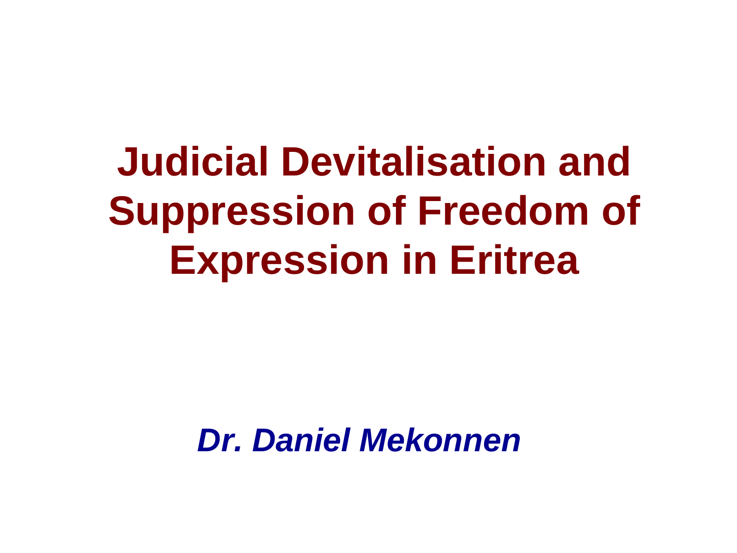# Judicial Devitalisation and Suppression of Freedom of Expression in Eritrea

***Dr. Daniel Mekonnen***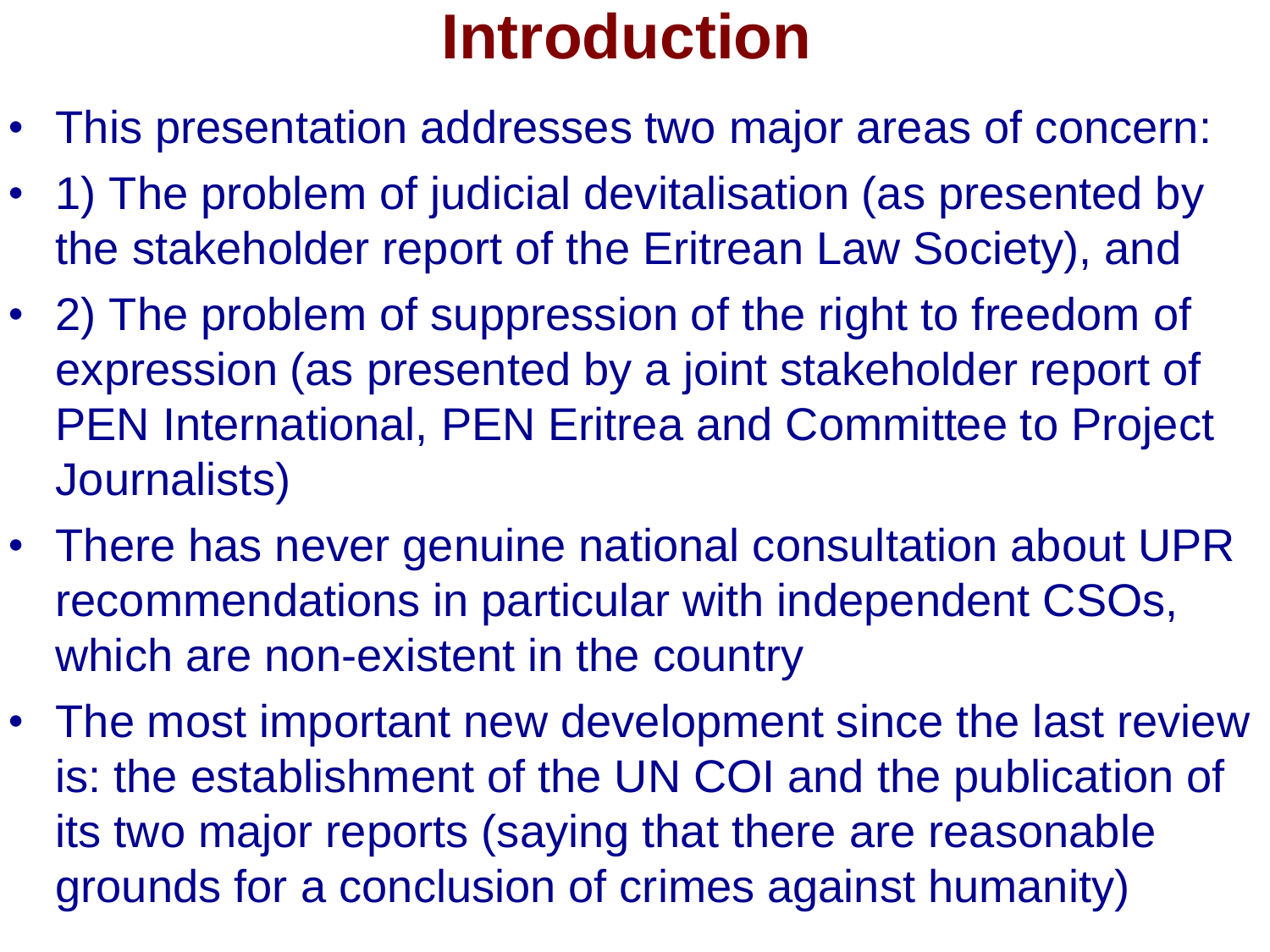# Introduction

- This presentation addresses two major areas of concern:
- 1) The problem of judicial devitalisation (as presented by the stakeholder report of the Eritrean Law Society), and
- 2) The problem of suppression of the right to freedom of expression (as presented by a joint stakeholder report of PEN International, PEN Eritrea and Committee to Project Journalists)
- There has never genuine national consultation about UPR recommendations in particular with independent CSOs, which are non-existent in the country
- The most important new development since the last review is: the establishment of the UN COI and the publication of its two major reports (saying that there are reasonable grounds for a conclusion of crimes against humanity)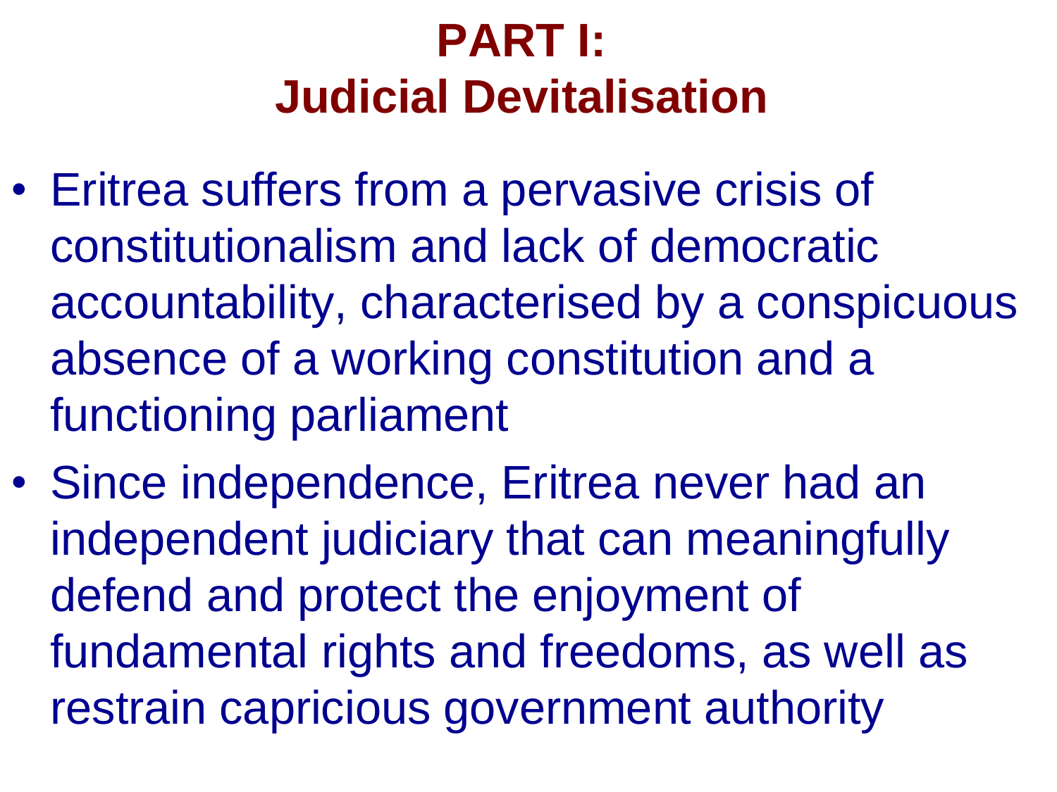# PART I:
# Judicial Devitalisation

- Eritrea suffers from a pervasive crisis of constitutionalism and lack of democratic accountability, characterised by a conspicuous absence of a working constitution and a functioning parliament
- Since independence, Eritrea never had an independent judiciary that can meaningfully defend and protect the enjoyment of fundamental rights and freedoms, as well as restrain capricious government authority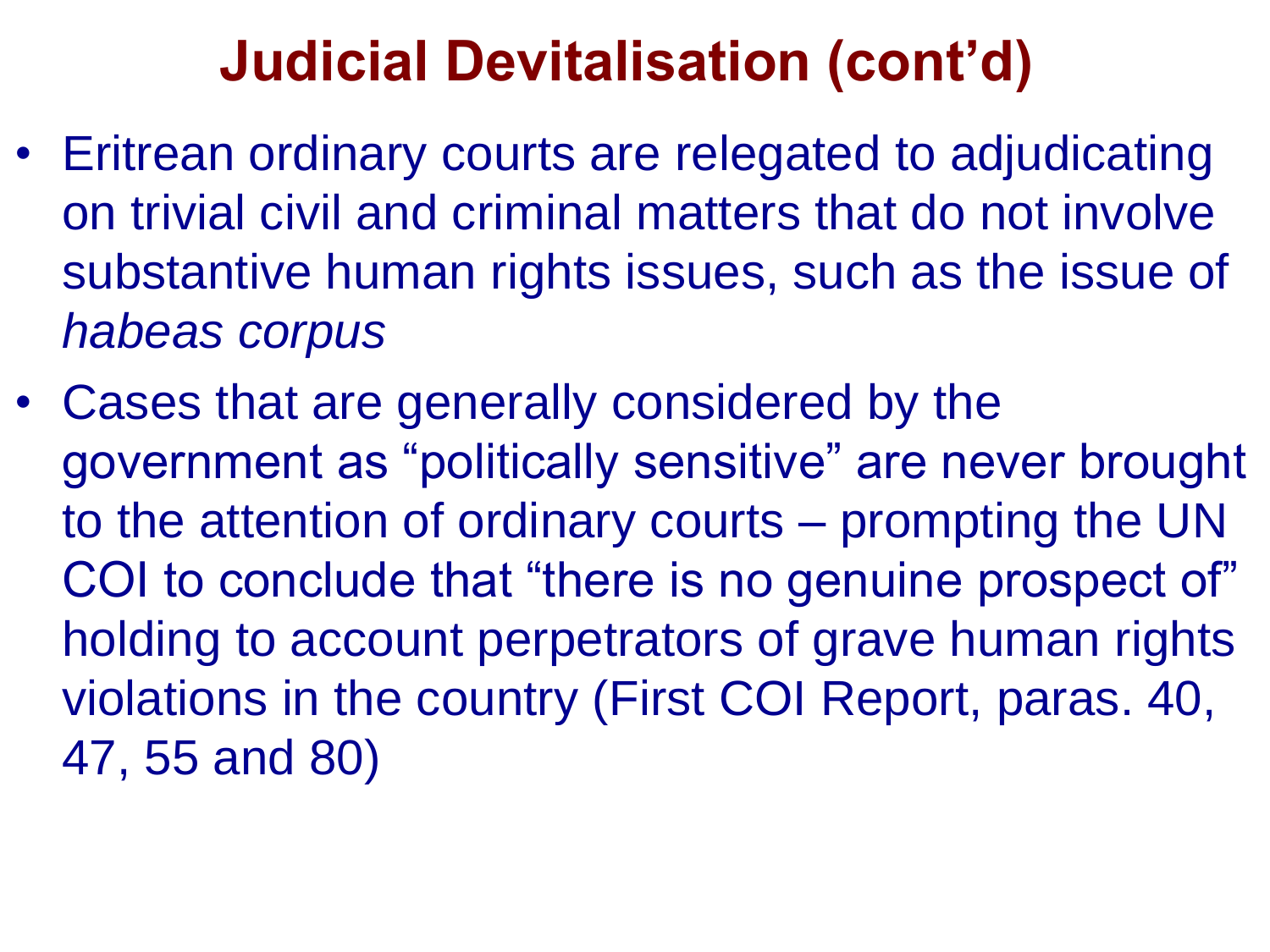# Judicial Devitalisation (cont'd)

- Eritrean ordinary courts are relegated to adjudicating on trivial civil and criminal matters that do not involve substantive human rights issues, such as the issue of *habeas corpus*
- Cases that are generally considered by the government as "politically sensitive" are never brought to the attention of ordinary courts – prompting the UN COI to conclude that "there is no genuine prospect of" holding to account perpetrators of grave human rights violations in the country (First COI Report, paras. 40, 47, 55 and 80)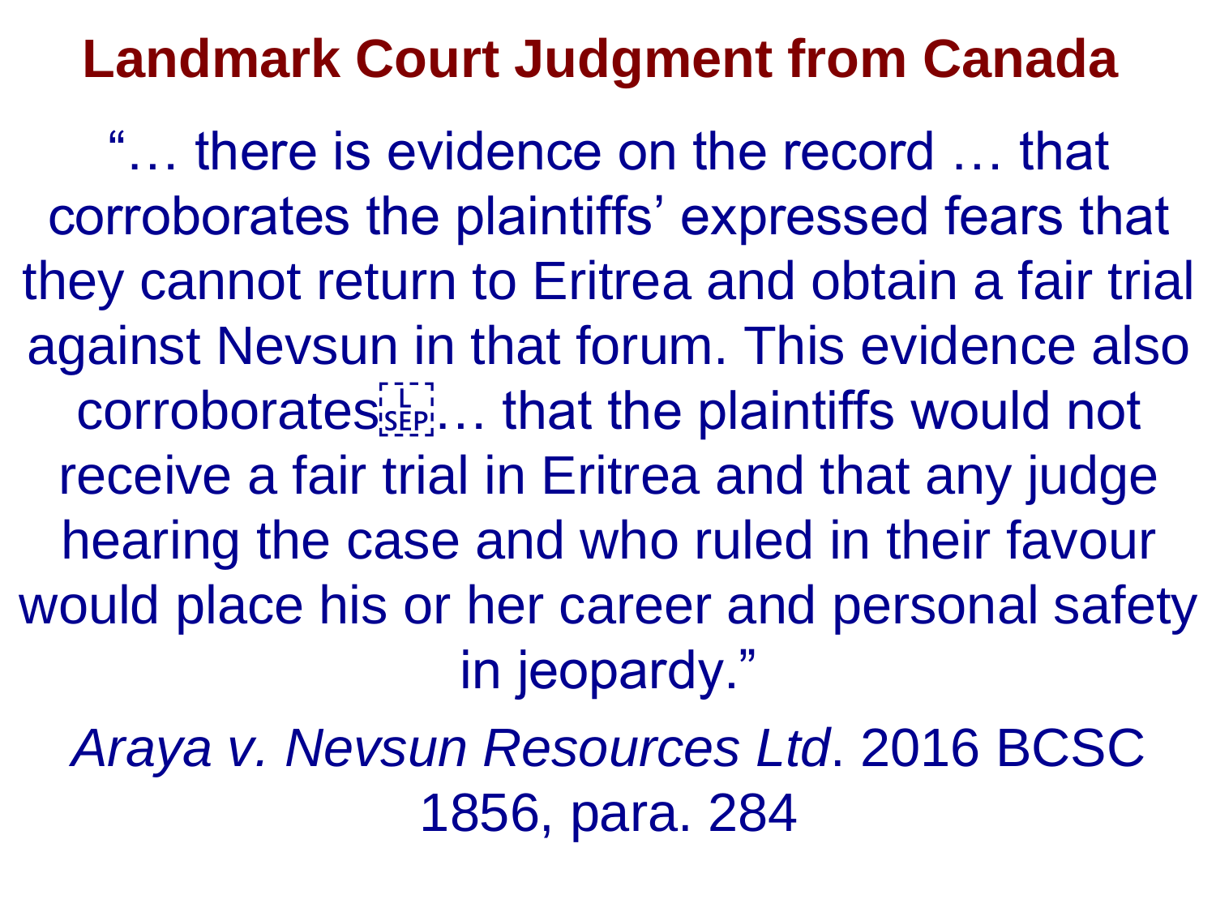# Landmark Court Judgment from Canada

"… there is evidence on the record … that corroborates the plaintiffs' expressed fears that they cannot return to Eritrea and obtain a fair trial against Nevsun in that forum. This evidence also corroborates … that the plaintiffs would not receive a fair trial in Eritrea and that any judge hearing the case and who ruled in their favour would place his or her career and personal safety in jeopardy."

*Araya v. Nevsun Resources Ltd*. 2016 BCSC 1856, para. 284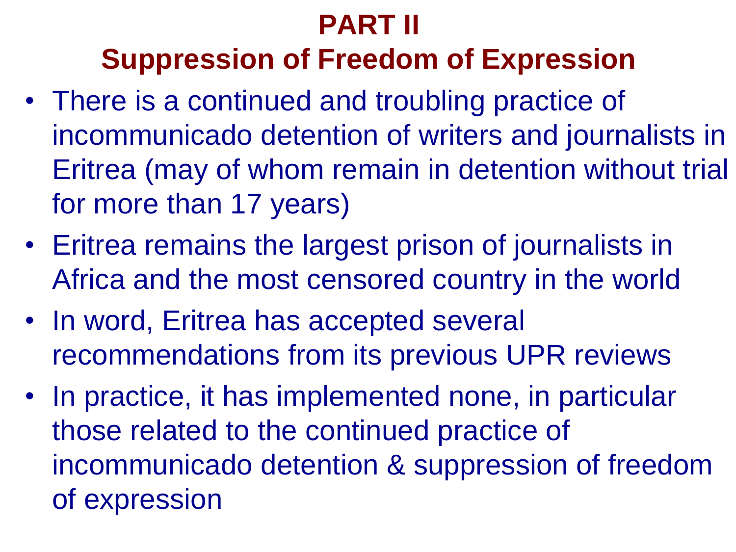# PART II
## Suppression of Freedom of Expression

- There is a continued and troubling practice of incommunicado detention of writers and journalists in Eritrea (may of whom remain in detention without trial for more than 17 years)
- Eritrea remains the largest prison of journalists in Africa and the most censored country in the world
- In word, Eritrea has accepted several recommendations from its previous UPR reviews
- In practice, it has implemented none, in particular those related to the continued practice of incommunicado detention & suppression of freedom of expression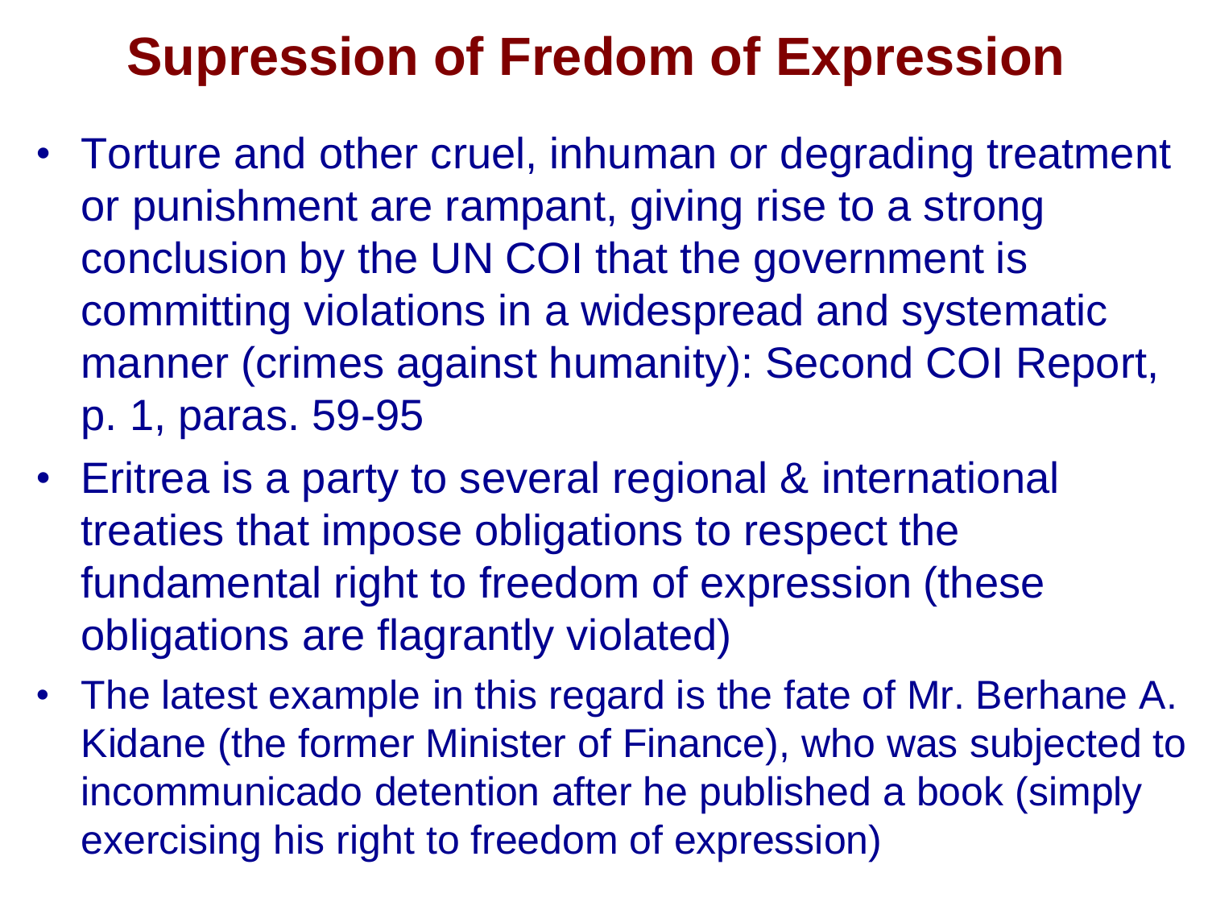# Supression of Fredom of Expression

- Torture and other cruel, inhuman or degrading treatment or punishment are rampant, giving rise to a strong conclusion by the UN COI that the government is committing violations in a widespread and systematic manner (crimes against humanity): Second COI Report, p. 1, paras. 59-95
- Eritrea is a party to several regional & international treaties that impose obligations to respect the fundamental right to freedom of expression (these obligations are flagrantly violated)
- The latest example in this regard is the fate of Mr. Berhane A. Kidane (the former Minister of Finance), who was subjected to incommunicado detention after he published a book (simply exercising his right to freedom of expression)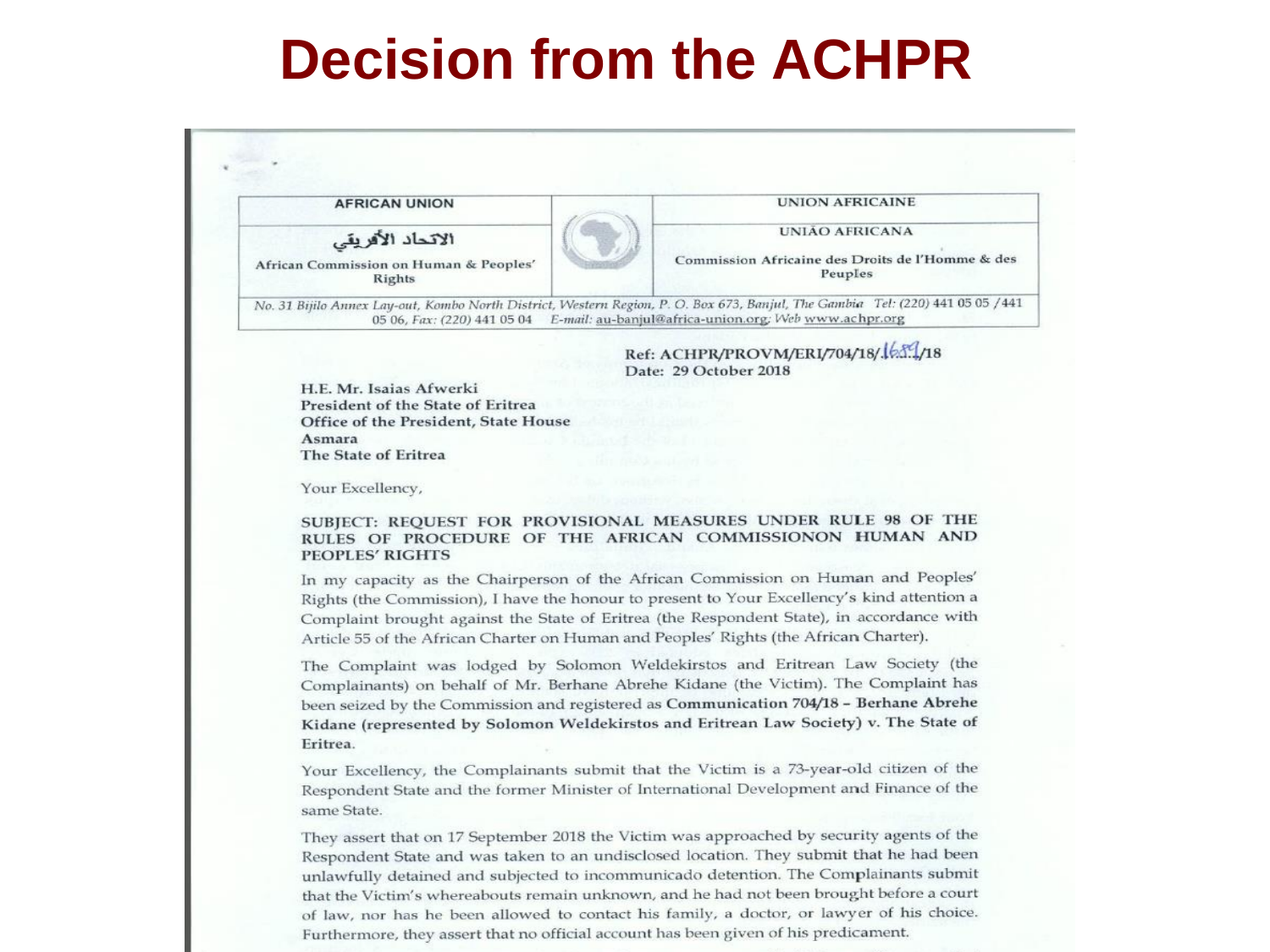# Decision from the ACHPR

| AFRICAN UNION | | UNION AFRICAINE |
|---|---|---|
| الاتحاد الأفريقي | | UNIÃO AFRICANA |
| African Commission on Human & Peoples' Rights | | Commission Africaine des Droits de l'Homme & des Peuples |

*No. 31 Bijilo Annex Lay-out, Kombo North District, Western Region, P. O. Box 673, Banjul, The Gambia Tel: (220) 441 05 05 /441 05 06, Fax: (220) 441 05 04 E-mail: au-banjul@africa-union.org; Web www.achpr.org*

**Ref: ACHPR/PROVM/ERI/704/18/1684/18**
**Date: 29 October 2018**

**H.E. Mr. Isaias Afwerki**
**President of the State of Eritrea**
**Office of the President, State House**
**Asmara**
**The State of Eritrea**

Your Excellency,

**SUBJECT: REQUEST FOR PROVISIONAL MEASURES UNDER RULE 98 OF THE RULES OF PROCEDURE OF THE AFRICAN COMMISSIONON HUMAN AND PEOPLES' RIGHTS**

In my capacity as the Chairperson of the African Commission on Human and Peoples' Rights (the Commission), I have the honour to present to Your Excellency's kind attention a Complaint brought against the State of Eritrea (the Respondent State), in accordance with Article 55 of the African Charter on Human and Peoples' Rights (the African Charter).

The Complaint was lodged by Solomon Weldekirstos and Eritrean Law Society (the Complainants) on behalf of Mr. Berhane Abrehe Kidane (the Victim). The Complaint has been seized by the Commission and registered as **Communication 704/18 – Berhane Abrehe Kidane (represented by Solomon Weldekirstos and Eritrean Law Society) v. The State of Eritrea.**

Your Excellency, the Complainants submit that the Victim is a 73-year-old citizen of the Respondent State and the former Minister of International Development and Finance of the same State.

They assert that on 17 September 2018 the Victim was approached by security agents of the Respondent State and was taken to an undisclosed location. They submit that he had been unlawfully detained and subjected to incommunicado detention. The Complainants submit that the Victim's whereabouts remain unknown, and he had not been brought before a court of law, nor has he been allowed to contact his family, a doctor, or lawyer of his choice. Furthermore, they assert that no official account has been given of his predicament.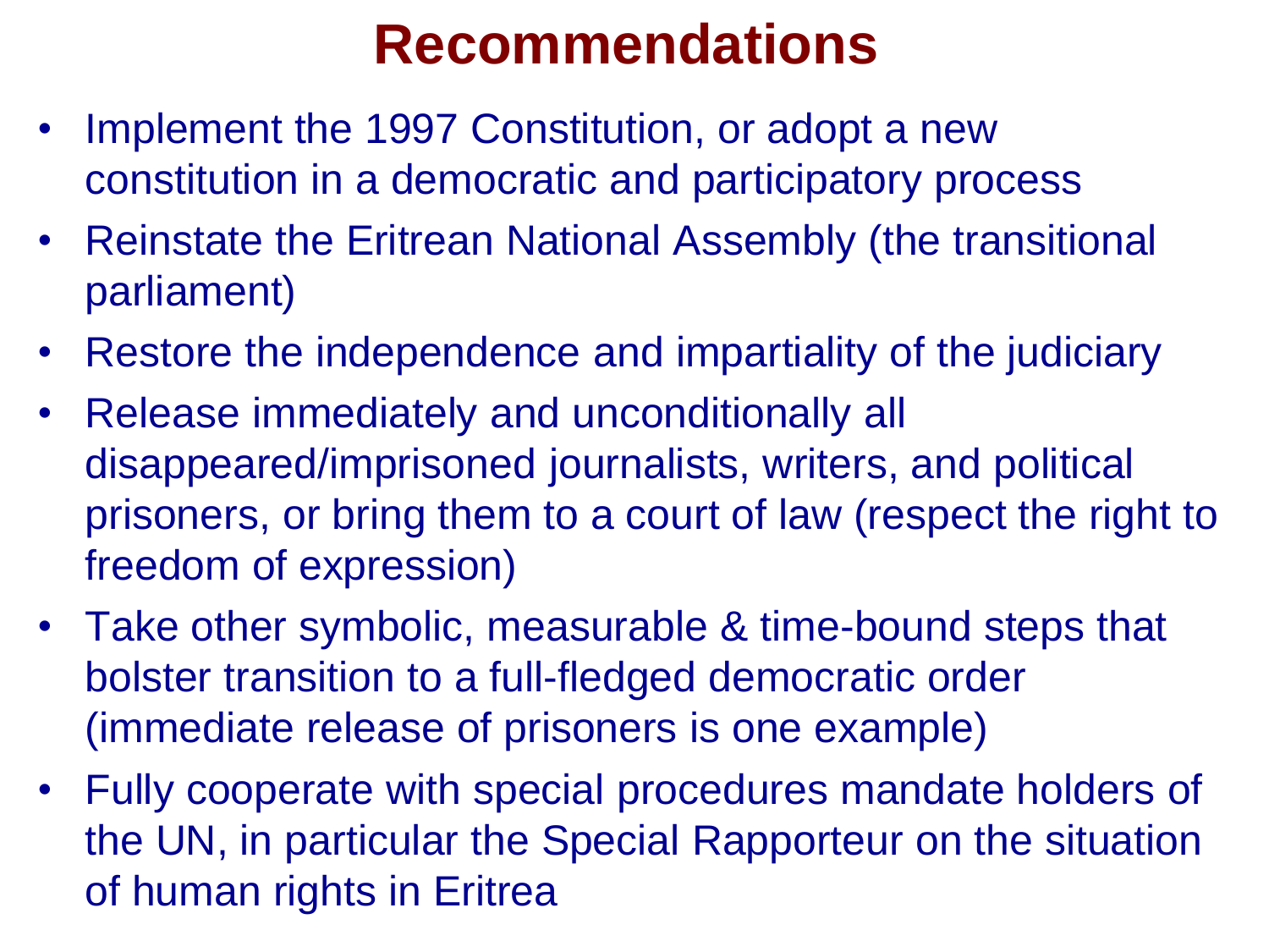# Recommendations

- Implement the 1997 Constitution, or adopt a new constitution in a democratic and participatory process
- Reinstate the Eritrean National Assembly (the transitional parliament)
- Restore the independence and impartiality of the judiciary
- Release immediately and unconditionally all disappeared/imprisoned journalists, writers, and political prisoners, or bring them to a court of law (respect the right to freedom of expression)
- Take other symbolic, measurable & time-bound steps that bolster transition to a full-fledged democratic order (immediate release of prisoners is one example)
- Fully cooperate with special procedures mandate holders of the UN, in particular the Special Rapporteur on the situation of human rights in Eritrea